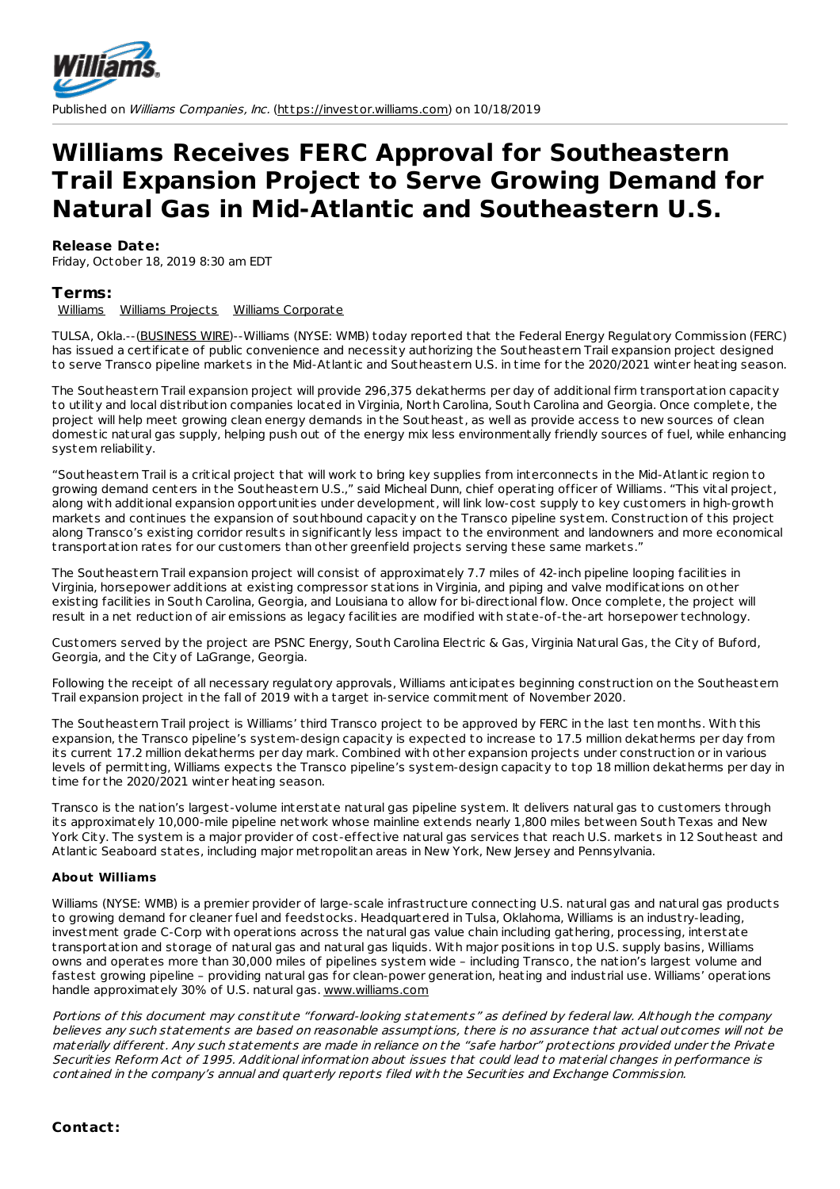Published on *Williams Companies, Inc.* (https://investor.williams.com) on 10/18/2019

# Williams Receives FERC Approval for Southeastern Trail Expansion Project to Serve Growing Demand for Natural Gas in Mid-Atlantic and Southeastern U.S.

**Release Date:**
Friday, October 18, 2019 8:30 am EDT

## Terms:

Williams  Williams Projects  Williams Corporate

TULSA, Okla.--(BUSINESS WIRE)--Williams (NYSE: WMB) today reported that the Federal Energy Regulatory Commission (FERC) has issued a certificate of public convenience and necessity authorizing the Southeastern Trail expansion project designed to serve Transco pipeline markets in the Mid-Atlantic and Southeastern U.S. in time for the 2020/2021 winter heating season.

The Southeastern Trail expansion project will provide 296,375 dekatherms per day of additional firm transportation capacity to utility and local distribution companies located in Virginia, North Carolina, South Carolina and Georgia. Once complete, the project will help meet growing clean energy demands in the Southeast, as well as provide access to new sources of clean domestic natural gas supply, helping push out of the energy mix less environmentally friendly sources of fuel, while enhancing system reliability.

"Southeastern Trail is a critical project that will work to bring key supplies from interconnects in the Mid-Atlantic region to growing demand centers in the Southeastern U.S.," said Micheal Dunn, chief operating officer of Williams. "This vital project, along with additional expansion opportunities under development, will link low-cost supply to key customers in high-growth markets and continues the expansion of southbound capacity on the Transco pipeline system. Construction of this project along Transco's existing corridor results in significantly less impact to the environment and landowners and more economical transportation rates for our customers than other greenfield projects serving these same markets."

The Southeastern Trail expansion project will consist of approximately 7.7 miles of 42-inch pipeline looping facilities in Virginia, horsepower additions at existing compressor stations in Virginia, and piping and valve modifications on other existing facilities in South Carolina, Georgia, and Louisiana to allow for bi-directional flow. Once complete, the project will result in a net reduction of air emissions as legacy facilities are modified with state-of-the-art horsepower technology.

Customers served by the project are PSNC Energy, South Carolina Electric & Gas, Virginia Natural Gas, the City of Buford, Georgia, and the City of LaGrange, Georgia.

Following the receipt of all necessary regulatory approvals, Williams anticipates beginning construction on the Southeastern Trail expansion project in the fall of 2019 with a target in-service commitment of November 2020.

The Southeastern Trail project is Williams' third Transco project to be approved by FERC in the last ten months. With this expansion, the Transco pipeline's system-design capacity is expected to increase to 17.5 million dekatherms per day from its current 17.2 million dekatherms per day mark. Combined with other expansion projects under construction or in various levels of permitting, Williams expects the Transco pipeline's system-design capacity to top 18 million dekatherms per day in time for the 2020/2021 winter heating season.

Transco is the nation's largest-volume interstate natural gas pipeline system. It delivers natural gas to customers through its approximately 10,000-mile pipeline network whose mainline extends nearly 1,800 miles between South Texas and New York City. The system is a major provider of cost-effective natural gas services that reach U.S. markets in 12 Southeast and Atlantic Seaboard states, including major metropolitan areas in New York, New Jersey and Pennsylvania.

**About Williams**

Williams (NYSE: WMB) is a premier provider of large-scale infrastructure connecting U.S. natural gas and natural gas products to growing demand for cleaner fuel and feedstocks. Headquartered in Tulsa, Oklahoma, Williams is an industry-leading, investment grade C-Corp with operations across the natural gas value chain including gathering, processing, interstate transportation and storage of natural gas and natural gas liquids. With major positions in top U.S. supply basins, Williams owns and operates more than 30,000 miles of pipelines system wide – including Transco, the nation's largest volume and fastest growing pipeline – providing natural gas for clean-power generation, heating and industrial use. Williams' operations handle approximately 30% of U.S. natural gas. www.williams.com

*Portions of this document may constitute "forward-looking statements" as defined by federal law. Although the company believes any such statements are based on reasonable assumptions, there is no assurance that actual outcomes will not be materially different. Any such statements are made in reliance on the "safe harbor" protections provided under the Private Securities Reform Act of 1995. Additional information about issues that could lead to material changes in performance is contained in the company's annual and quarterly reports filed with the Securities and Exchange Commission.*

**Contact:**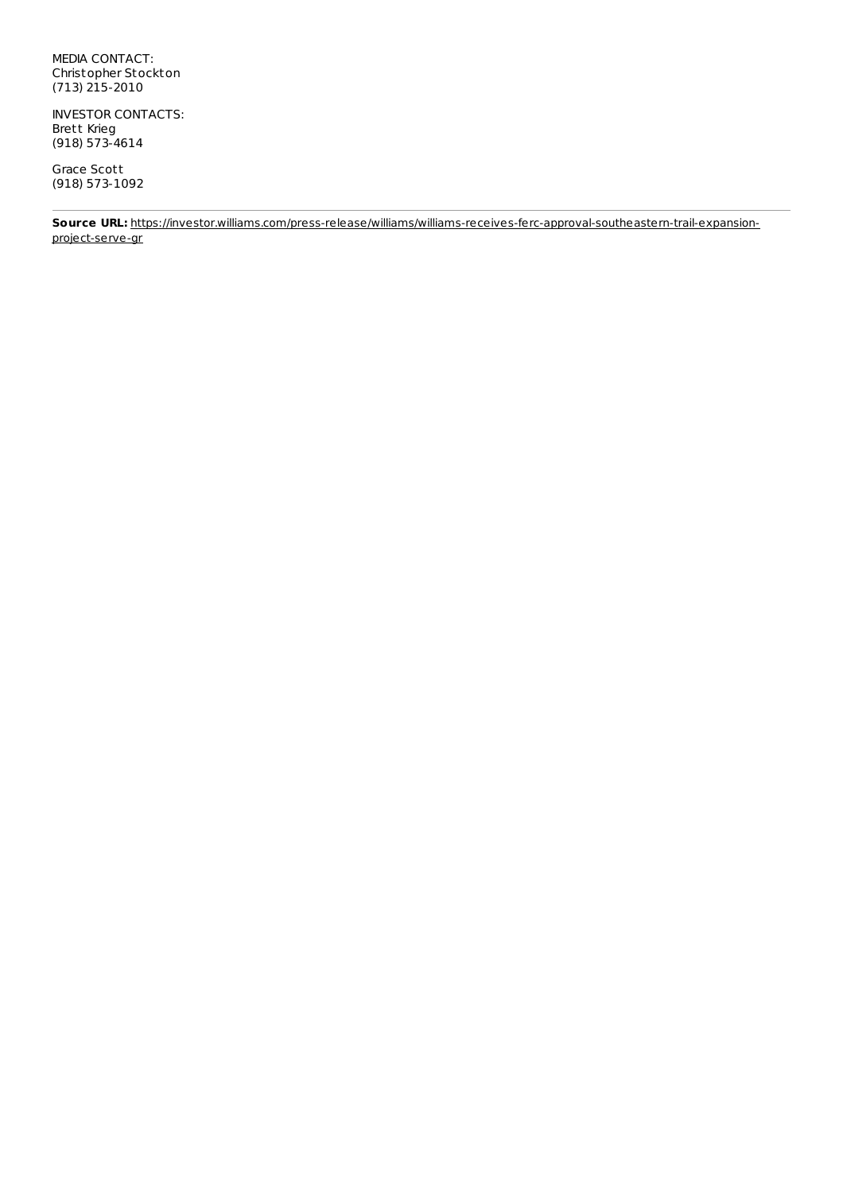MEDIA CONTACT:
Christopher Stockton
(713) 215-2010

INVESTOR CONTACTS:
Brett Krieg
(918) 573-4614

Grace Scott
(918) 573-1092

---

**Source URL:** https://investor.williams.com/press-release/williams/williams-receives-ferc-approval-southeastern-trail-expansion-project-serve-gr